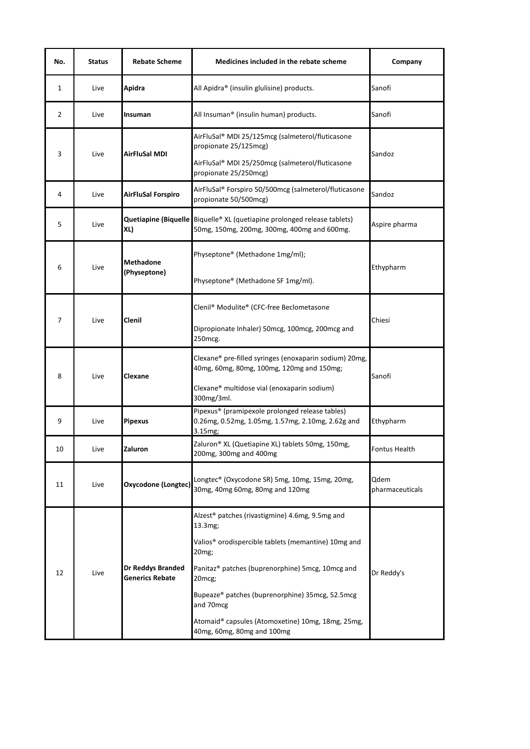| No. | Status | Rebate Scheme | Medicines included in the rebate scheme | Company |
|---|---|---|---|---|
| 1 | Live | **Apidra** | All Apidra® (insulin glulisine) products. | Sanofi |
| 2 | Live | **Insuman** | All Insuman® (insulin human) products. | Sanofi |
| 3 | Live | **AirFluSal MDI** | AirFluSal® MDI 25/125mcg (salmeterol/fluticasone propionate 25/125mcg)<br>AirFluSal® MDI 25/250mcg (salmeterol/fluticasone propionate 25/250mcg) | Sandoz |
| 4 | Live | **AirFluSal Forspiro** | AirFluSal® Forspiro 50/500mcg (salmeterol/fluticasone propionate 50/500mcg) | Sandoz |
| 5 | Live | **Quetiapine (Biquelle XL)** | Biquelle® XL (quetiapine prolonged release tablets) 50mg, 150mg, 200mg, 300mg, 400mg and 600mg. | Aspire pharma |
| 6 | Live | **Methadone (Physeptone)** | Physeptone® (Methadone 1mg/ml);<br>Physeptone® (Methadone SF 1mg/ml). | Ethypharm |
| 7 | Live | **Clenil** | Clenil® Modulite® (CFC-free Beclometasone<br>Dipropionate Inhaler) 50mcg, 100mcg, 200mcg and 250mcg. | Chiesi |
| 8 | Live | **Clexane** | Clexane® pre-filled syringes (enoxaparin sodium) 20mg, 40mg, 60mg, 80mg, 100mg, 120mg and 150mg;<br>Clexane® multidose vial (enoxaparin sodium) 300mg/3ml. | Sanofi |
| 9 | Live | **Pipexus** | Pipexus® (pramipexole prolonged release tables) 0.26mg, 0.52mg, 1.05mg, 1.57mg, 2.10mg, 2.62g and 3.15mg; | Ethypharm |
| 10 | Live | **Zaluron** | Zaluron® XL (Quetiapine XL) tablets 50mg, 150mg, 200mg, 300mg and 400mg | Fontus Health |
| 11 | Live | **Oxycodone (Longtec)** | Longtec® (Oxycodone SR) 5mg, 10mg, 15mg, 20mg, 30mg, 40mg 60mg, 80mg and 120mg | Qdem pharmaceuticals |
| 12 | Live | **Dr Reddys Branded Generics Rebate** | Alzest® patches (rivastigmine) 4.6mg, 9.5mg and 13.3mg;<br>Valios® orodispercible tablets (memantine) 10mg and 20mg;<br>Panitaz® patches (buprenorphine) 5mcg, 10mcg and 20mcg;<br>Bupeaze® patches (buprenorphine) 35mcg, 52.5mcg and 70mcg<br>Atomaid® capsules (Atomoxetine) 10mg, 18mg, 25mg, 40mg, 60mg, 80mg and 100mg | Dr Reddy's |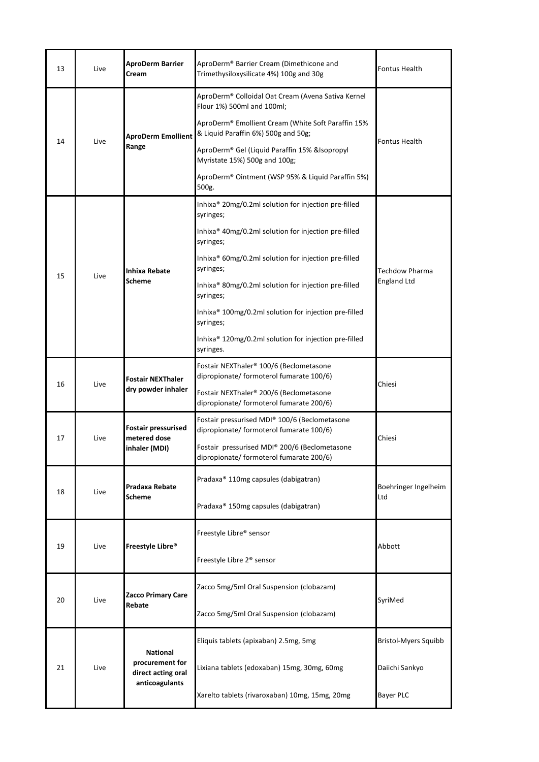| | | | | |
|---|---|---|---|---|
| 13 | Live | **AproDerm Barrier Cream** | AproDerm® Barrier Cream (Dimethicone and Trimethysiloxysilicate 4%) 100g and 30g | Fontus Health |
| 14 | Live | **AproDerm Emollient Range** | AproDerm® Colloidal Oat Cream (Avena Sativa Kernel Flour 1%) 500ml and 100ml;<br>AproDerm® Emollient Cream (White Soft Paraffin 15% & Liquid Paraffin 6%) 500g and 50g;<br>AproDerm® Gel (Liquid Paraffin 15% &Isopropyl Myristate 15%) 500g and 100g;<br>AproDerm® Ointment (WSP 95% & Liquid Paraffin 5%) 500g. | Fontus Health |
| 15 | Live | **Inhixa Rebate Scheme** | Inhixa® 20mg/0.2ml solution for injection pre-filled syringes;<br>Inhixa® 40mg/0.2ml solution for injection pre-filled syringes;<br>Inhixa® 60mg/0.2ml solution for injection pre-filled syringes;<br>Inhixa® 80mg/0.2ml solution for injection pre-filled syringes;<br>Inhixa® 100mg/0.2ml solution for injection pre-filled syringes;<br>Inhixa® 120mg/0.2ml solution for injection pre-filled syringes. | Techdow Pharma England Ltd |
| 16 | Live | **Fostair NEXThaler dry powder inhaler** | Fostair NEXThaler® 100/6 (Beclometasone dipropionate/ formoterol fumarate 100/6)<br>Fostair NEXThaler® 200/6 (Beclometasone dipropionate/ formoterol fumarate 200/6) | Chiesi |
| 17 | Live | **Fostair pressurised metered dose inhaler (MDI)** | Fostair pressurised MDI® 100/6 (Beclometasone dipropionate/ formoterol fumarate 100/6)<br>Fostair pressurised MDI® 200/6 (Beclometasone dipropionate/ formoterol fumarate 200/6) | Chiesi |
| 18 | Live | **Pradaxa Rebate Scheme** | Pradaxa® 110mg capsules (dabigatran)<br>Pradaxa® 150mg capsules (dabigatran) | Boehringer Ingelheim Ltd |
| 19 | Live | **Freestyle Libre®** | Freestyle Libre® sensor<br>Freestyle Libre 2® sensor | Abbott |
| 20 | Live | **Zacco Primary Care Rebate** | Zacco 5mg/5ml Oral Suspension (clobazam)<br>Zacco 5mg/5ml Oral Suspension (clobazam) | SyriMed |
| 21 | Live | **National procurement for direct acting oral anticoagulants** | Eliquis tablets (apixaban) 2.5mg, 5mg<br>Lixiana tablets (edoxaban) 15mg, 30mg, 60mg<br>Xarelto tablets (rivaroxaban) 10mg, 15mg, 20mg | Bristol-Myers Squibb<br>Daiichi Sankyo<br>Bayer PLC |